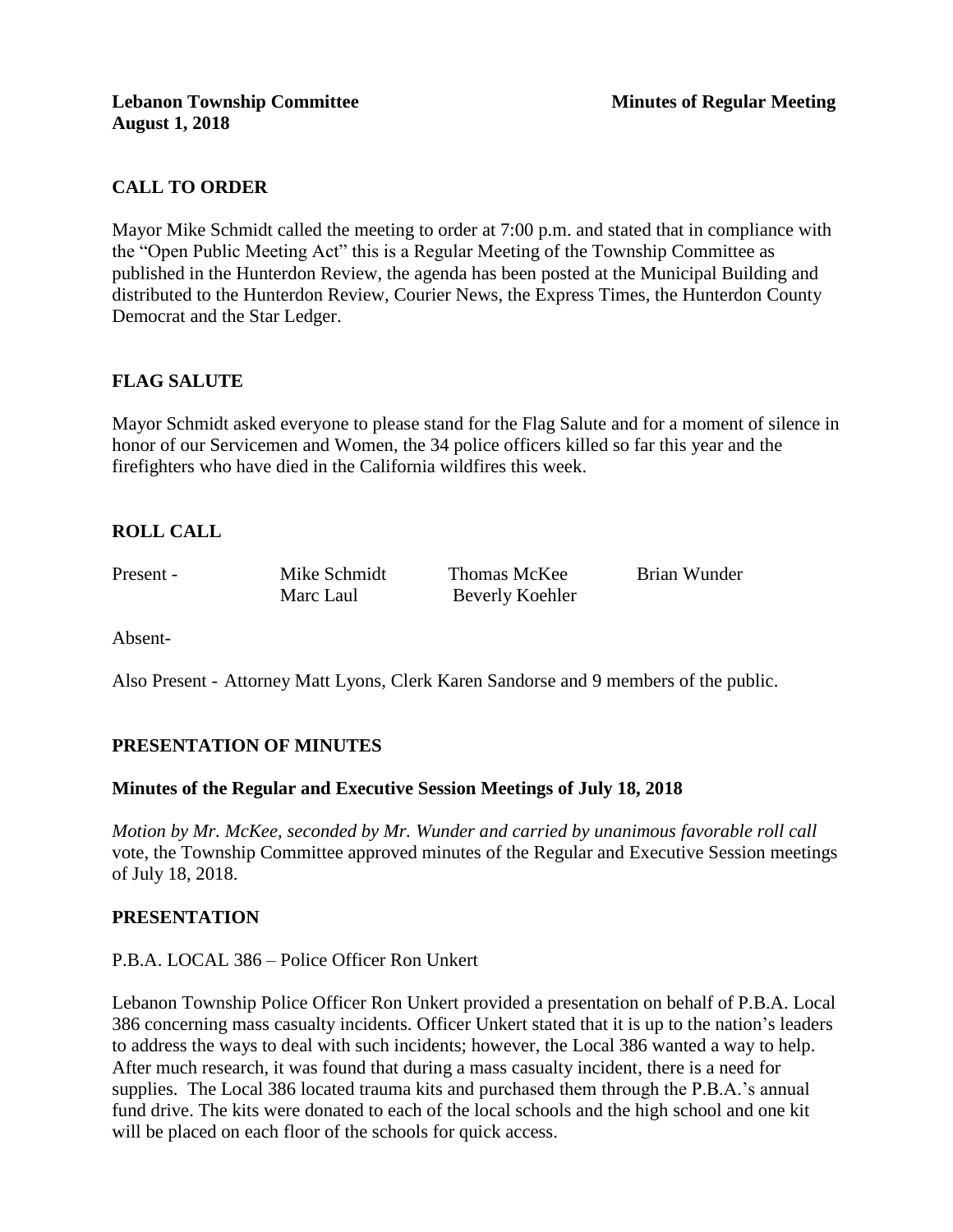**Lebanon Township Committee** **Minutes of Regular Meeting**
**August 1, 2018**

## CALL TO ORDER

Mayor Mike Schmidt called the meeting to order at 7:00 p.m. and stated that in compliance with the "Open Public Meeting Act" this is a Regular Meeting of the Township Committee as published in the Hunterdon Review, the agenda has been posted at the Municipal Building and distributed to the Hunterdon Review, Courier News, the Express Times, the Hunterdon County Democrat and the Star Ledger.

## FLAG SALUTE

Mayor Schmidt asked everyone to please stand for the Flag Salute and for a moment of silence in honor of our Servicemen and Women, the 34 police officers killed so far this year and the firefighters who have died in the California wildfires this week.

## ROLL CALL

Present - Mike Schmidt, Thomas McKee, Brian Wunder, Marc Laul, Beverly Koehler

Absent-

Also Present - Attorney Matt Lyons, Clerk Karen Sandorse and 9 members of the public.

## PRESENTATION OF MINUTES

### Minutes of the Regular and Executive Session Meetings of July 18, 2018

*Motion by Mr. McKee, seconded by Mr. Wunder and carried by unanimous favorable roll call* vote, the Township Committee approved minutes of the Regular and Executive Session meetings of July 18, 2018.

## PRESENTATION

P.B.A. LOCAL 386 – Police Officer Ron Unkert

Lebanon Township Police Officer Ron Unkert provided a presentation on behalf of P.B.A. Local 386 concerning mass casualty incidents. Officer Unkert stated that it is up to the nation's leaders to address the ways to deal with such incidents; however, the Local 386 wanted a way to help. After much research, it was found that during a mass casualty incident, there is a need for supplies. The Local 386 located trauma kits and purchased them through the P.B.A.'s annual fund drive. The kits were donated to each of the local schools and the high school and one kit will be placed on each floor of the schools for quick access.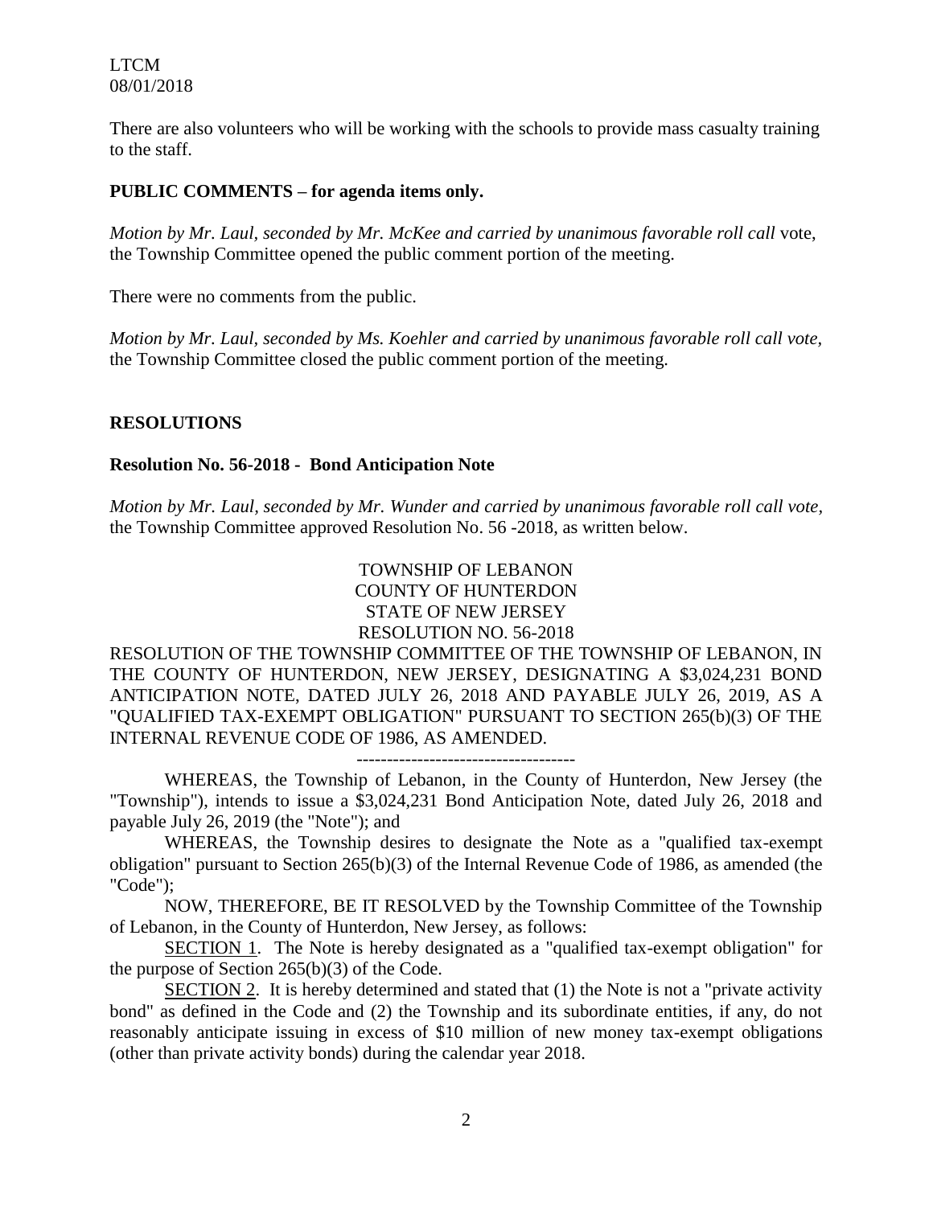There are also volunteers who will be working with the schools to provide mass casualty training to the staff.

## PUBLIC COMMENTS – for agenda items only.

*Motion by Mr. Laul, seconded by Mr. McKee and carried by unanimous favorable roll call* vote, the Township Committee opened the public comment portion of the meeting.

There were no comments from the public.

*Motion by Mr. Laul, seconded by Ms. Koehler and carried by unanimous favorable roll call vote,* the Township Committee closed the public comment portion of the meeting.

## RESOLUTIONS

### Resolution No. 56-2018 - Bond Anticipation Note

*Motion by Mr. Laul, seconded by Mr. Wunder and carried by unanimous favorable roll call vote,* the Township Committee approved Resolution No. 56 -2018, as written below.

TOWNSHIP OF LEBANON
COUNTY OF HUNTERDON
STATE OF NEW JERSEY
RESOLUTION NO. 56-2018

RESOLUTION OF THE TOWNSHIP COMMITTEE OF THE TOWNSHIP OF LEBANON, IN THE COUNTY OF HUNTERDON, NEW JERSEY, DESIGNATING A $3,024,231 BOND ANTICIPATION NOTE, DATED JULY 26, 2018 AND PAYABLE JULY 26, 2019, AS A "QUALIFIED TAX-EXEMPT OBLIGATION" PURSUANT TO SECTION 265(b)(3) OF THE INTERNAL REVENUE CODE OF 1986, AS AMENDED.

------------------------------------

WHEREAS, the Township of Lebanon, in the County of Hunterdon, New Jersey (the "Township"), intends to issue a $3,024,231 Bond Anticipation Note, dated July 26, 2018 and payable July 26, 2019 (the "Note"); and

WHEREAS, the Township desires to designate the Note as a "qualified tax-exempt obligation" pursuant to Section 265(b)(3) of the Internal Revenue Code of 1986, as amended (the "Code");

NOW, THEREFORE, BE IT RESOLVED by the Township Committee of the Township of Lebanon, in the County of Hunterdon, New Jersey, as follows:

SECTION 1. The Note is hereby designated as a "qualified tax-exempt obligation" for the purpose of Section 265(b)(3) of the Code.

SECTION 2. It is hereby determined and stated that (1) the Note is not a "private activity bond" as defined in the Code and (2) the Township and its subordinate entities, if any, do not reasonably anticipate issuing in excess of $10 million of new money tax-exempt obligations (other than private activity bonds) during the calendar year 2018.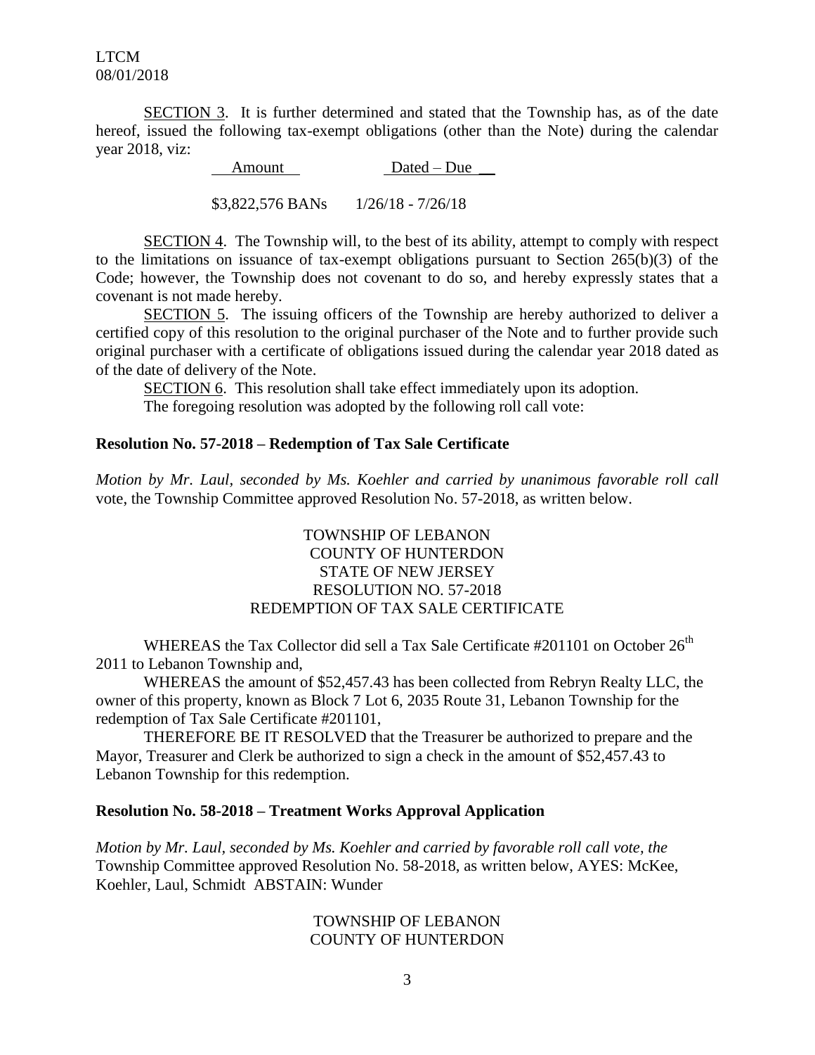SECTION 3. It is further determined and stated that the Township has, as of the date hereof, issued the following tax-exempt obligations (other than the Note) during the calendar year 2018, viz:

| Amount | Dated – Due |
| --- | --- |
| $3,822,576 BANs | 1/26/18 - 7/26/18 |

SECTION 4. The Township will, to the best of its ability, attempt to comply with respect to the limitations on issuance of tax-exempt obligations pursuant to Section 265(b)(3) of the Code; however, the Township does not covenant to do so, and hereby expressly states that a covenant is not made hereby.

SECTION 5. The issuing officers of the Township are hereby authorized to deliver a certified copy of this resolution to the original purchaser of the Note and to further provide such original purchaser with a certificate of obligations issued during the calendar year 2018 dated as of the date of delivery of the Note.

SECTION 6. This resolution shall take effect immediately upon its adoption.

The foregoing resolution was adopted by the following roll call vote:

**Resolution No. 57-2018 – Redemption of Tax Sale Certificate**

*Motion by Mr. Laul, seconded by Ms. Koehler and carried by unanimous favorable roll call* vote, the Township Committee approved Resolution No. 57-2018, as written below.

TOWNSHIP OF LEBANON
COUNTY OF HUNTERDON
STATE OF NEW JERSEY
RESOLUTION NO. 57-2018
REDEMPTION OF TAX SALE CERTIFICATE

WHEREAS the Tax Collector did sell a Tax Sale Certificate #201101 on October 26th 2011 to Lebanon Township and,

WHEREAS the amount of $52,457.43 has been collected from Rebryn Realty LLC, the owner of this property, known as Block 7 Lot 6, 2035 Route 31, Lebanon Township for the redemption of Tax Sale Certificate #201101,

THEREFORE BE IT RESOLVED that the Treasurer be authorized to prepare and the Mayor, Treasurer and Clerk be authorized to sign a check in the amount of $52,457.43 to Lebanon Township for this redemption.

**Resolution No. 58-2018 – Treatment Works Approval Application**

*Motion by Mr. Laul, seconded by Ms. Koehler and carried by favorable roll call vote, the* Township Committee approved Resolution No. 58-2018, as written below, AYES: McKee, Koehler, Laul, Schmidt ABSTAIN: Wunder

TOWNSHIP OF LEBANON
COUNTY OF HUNTERDON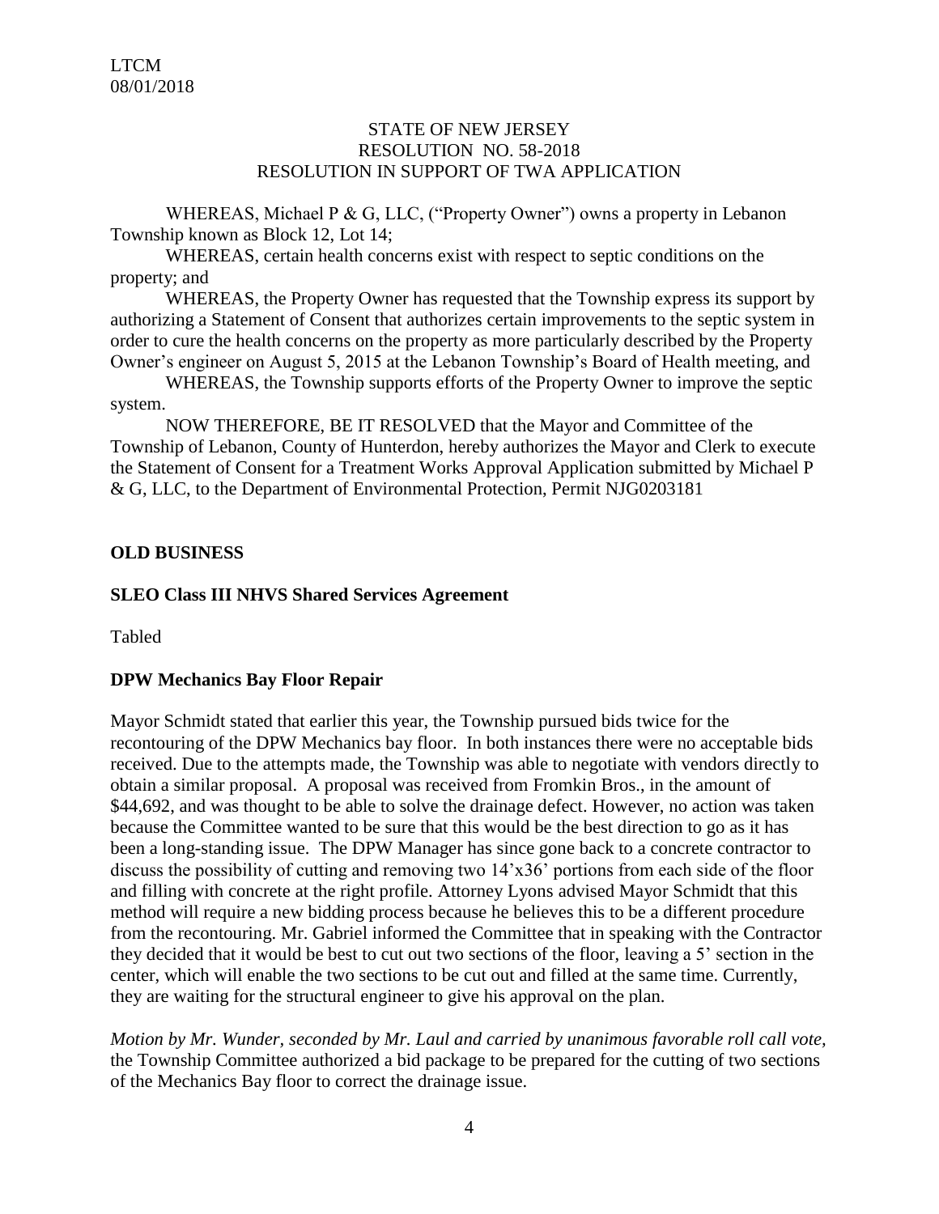STATE OF NEW JERSEY
RESOLUTION NO. 58-2018
RESOLUTION IN SUPPORT OF TWA APPLICATION

WHEREAS, Michael P & G, LLC, ("Property Owner") owns a property in Lebanon Township known as Block 12, Lot 14;

WHEREAS, certain health concerns exist with respect to septic conditions on the property; and

WHEREAS, the Property Owner has requested that the Township express its support by authorizing a Statement of Consent that authorizes certain improvements to the septic system in order to cure the health concerns on the property as more particularly described by the Property Owner's engineer on August 5, 2015 at the Lebanon Township's Board of Health meeting, and

WHEREAS, the Township supports efforts of the Property Owner to improve the septic system.

NOW THEREFORE, BE IT RESOLVED that the Mayor and Committee of the Township of Lebanon, County of Hunterdon, hereby authorizes the Mayor and Clerk to execute the Statement of Consent for a Treatment Works Approval Application submitted by Michael P & G, LLC, to the Department of Environmental Protection, Permit NJG0203181

**OLD BUSINESS**

**SLEO Class III NHVS Shared Services Agreement**

Tabled

**DPW Mechanics Bay Floor Repair**

Mayor Schmidt stated that earlier this year, the Township pursued bids twice for the recontouring of the DPW Mechanics bay floor. In both instances there were no acceptable bids received. Due to the attempts made, the Township was able to negotiate with vendors directly to obtain a similar proposal. A proposal was received from Fromkin Bros., in the amount of $44,692, and was thought to be able to solve the drainage defect. However, no action was taken because the Committee wanted to be sure that this would be the best direction to go as it has been a long-standing issue. The DPW Manager has since gone back to a concrete contractor to discuss the possibility of cutting and removing two 14'x36' portions from each side of the floor and filling with concrete at the right profile. Attorney Lyons advised Mayor Schmidt that this method will require a new bidding process because he believes this to be a different procedure from the recontouring. Mr. Gabriel informed the Committee that in speaking with the Contractor they decided that it would be best to cut out two sections of the floor, leaving a 5' section in the center, which will enable the two sections to be cut out and filled at the same time. Currently, they are waiting for the structural engineer to give his approval on the plan.

*Motion by Mr. Wunder, seconded by Mr. Laul and carried by unanimous favorable roll call vote,* the Township Committee authorized a bid package to be prepared for the cutting of two sections of the Mechanics Bay floor to correct the drainage issue.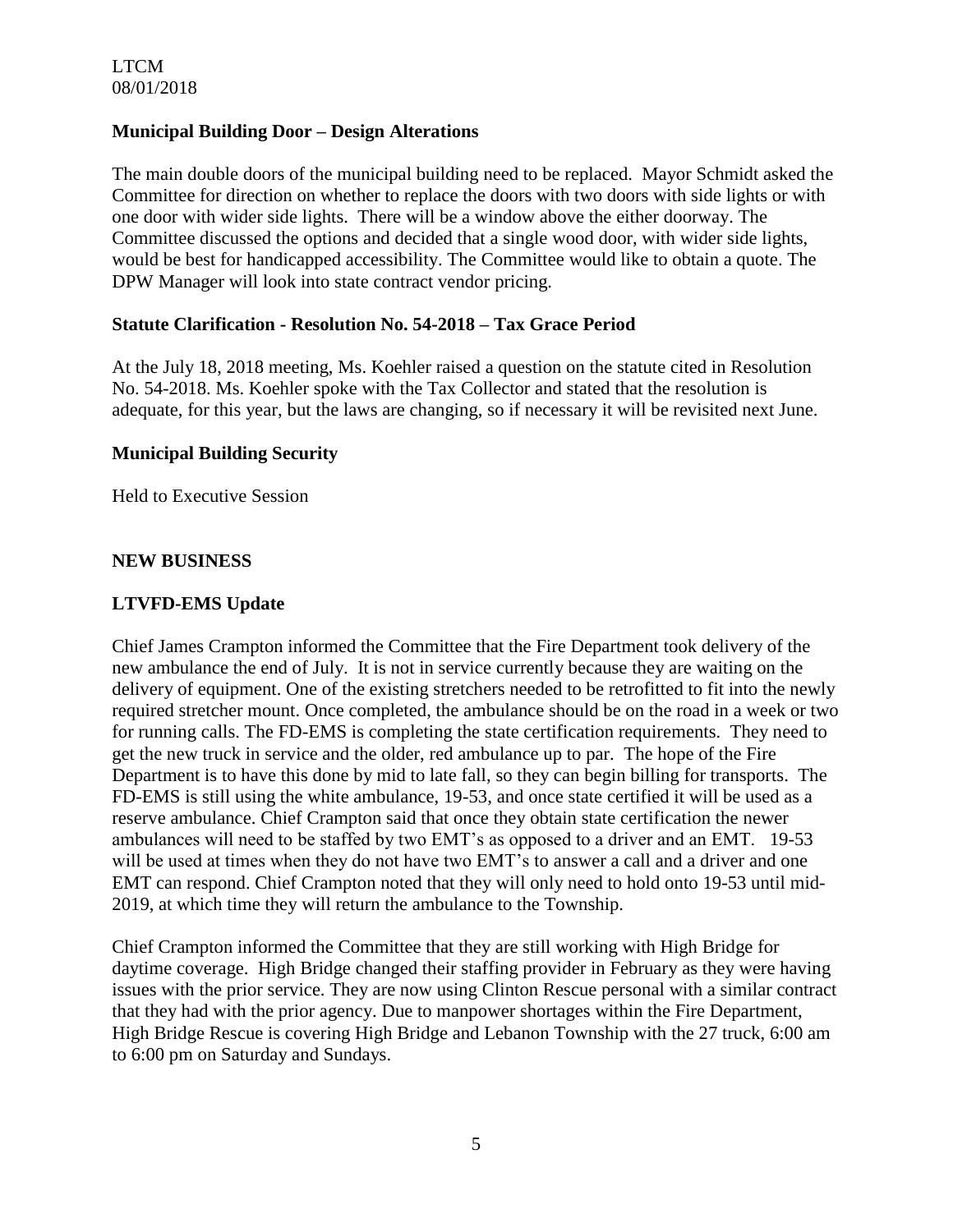**Municipal Building Door – Design Alterations**

The main double doors of the municipal building need to be replaced. Mayor Schmidt asked the Committee for direction on whether to replace the doors with two doors with side lights or with one door with wider side lights. There will be a window above the either doorway. The Committee discussed the options and decided that a single wood door, with wider side lights, would be best for handicapped accessibility. The Committee would like to obtain a quote. The DPW Manager will look into state contract vendor pricing.

**Statute Clarification - Resolution No. 54-2018 – Tax Grace Period**

At the July 18, 2018 meeting, Ms. Koehler raised a question on the statute cited in Resolution No. 54-2018. Ms. Koehler spoke with the Tax Collector and stated that the resolution is adequate, for this year, but the laws are changing, so if necessary it will be revisited next June.

**Municipal Building Security**

Held to Executive Session

**NEW BUSINESS**

**LTVFD-EMS Update**

Chief James Crampton informed the Committee that the Fire Department took delivery of the new ambulance the end of July. It is not in service currently because they are waiting on the delivery of equipment. One of the existing stretchers needed to be retrofitted to fit into the newly required stretcher mount. Once completed, the ambulance should be on the road in a week or two for running calls. The FD-EMS is completing the state certification requirements. They need to get the new truck in service and the older, red ambulance up to par. The hope of the Fire Department is to have this done by mid to late fall, so they can begin billing for transports. The FD-EMS is still using the white ambulance, 19-53, and once state certified it will be used as a reserve ambulance. Chief Crampton said that once they obtain state certification the newer ambulances will need to be staffed by two EMT's as opposed to a driver and an EMT. 19-53 will be used at times when they do not have two EMT's to answer a call and a driver and one EMT can respond. Chief Crampton noted that they will only need to hold onto 19-53 until mid-2019, at which time they will return the ambulance to the Township.

Chief Crampton informed the Committee that they are still working with High Bridge for daytime coverage. High Bridge changed their staffing provider in February as they were having issues with the prior service. They are now using Clinton Rescue personal with a similar contract that they had with the prior agency. Due to manpower shortages within the Fire Department, High Bridge Rescue is covering High Bridge and Lebanon Township with the 27 truck, 6:00 am to 6:00 pm on Saturday and Sundays.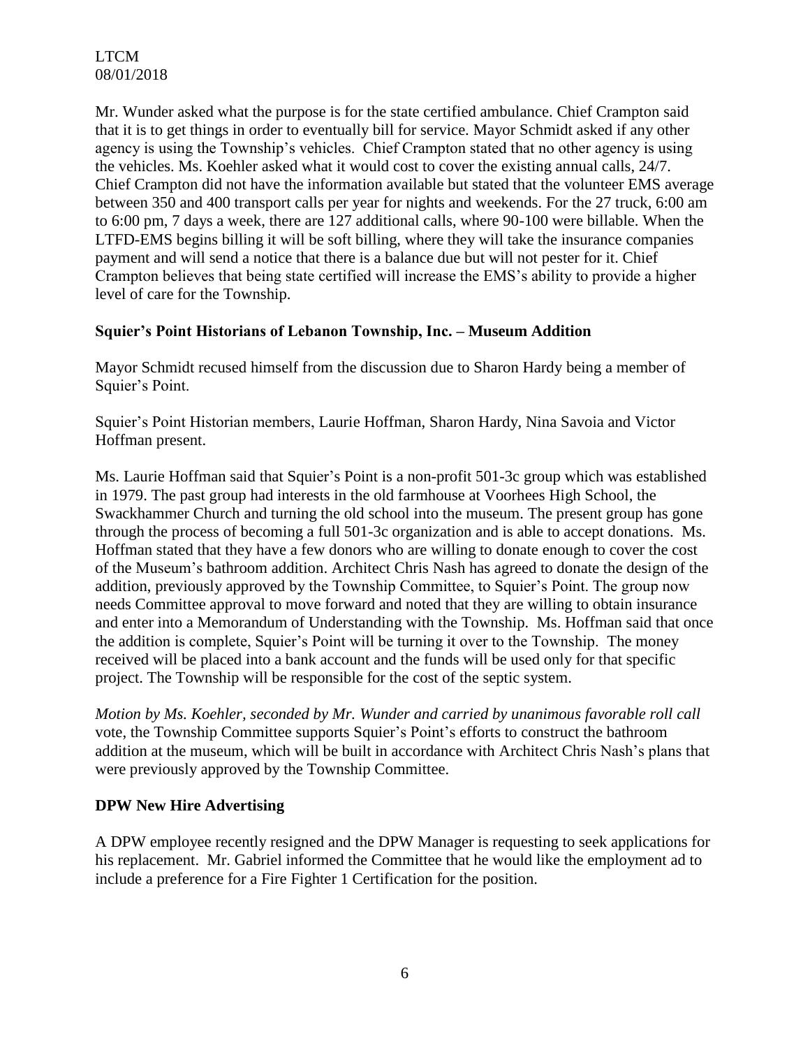Mr. Wunder asked what the purpose is for the state certified ambulance. Chief Crampton said that it is to get things in order to eventually bill for service. Mayor Schmidt asked if any other agency is using the Township's vehicles. Chief Crampton stated that no other agency is using the vehicles. Ms. Koehler asked what it would cost to cover the existing annual calls, 24/7. Chief Crampton did not have the information available but stated that the volunteer EMS average between 350 and 400 transport calls per year for nights and weekends. For the 27 truck, 6:00 am to 6:00 pm, 7 days a week, there are 127 additional calls, where 90-100 were billable. When the LTFD-EMS begins billing it will be soft billing, where they will take the insurance companies payment and will send a notice that there is a balance due but will not pester for it. Chief Crampton believes that being state certified will increase the EMS's ability to provide a higher level of care for the Township.

**Squier's Point Historians of Lebanon Township, Inc. – Museum Addition**

Mayor Schmidt recused himself from the discussion due to Sharon Hardy being a member of Squier's Point.

Squier's Point Historian members, Laurie Hoffman, Sharon Hardy, Nina Savoia and Victor Hoffman present.

Ms. Laurie Hoffman said that Squier's Point is a non-profit 501-3c group which was established in 1979. The past group had interests in the old farmhouse at Voorhees High School, the Swackhammer Church and turning the old school into the museum. The present group has gone through the process of becoming a full 501-3c organization and is able to accept donations. Ms. Hoffman stated that they have a few donors who are willing to donate enough to cover the cost of the Museum's bathroom addition. Architect Chris Nash has agreed to donate the design of the addition, previously approved by the Township Committee, to Squier's Point. The group now needs Committee approval to move forward and noted that they are willing to obtain insurance and enter into a Memorandum of Understanding with the Township. Ms. Hoffman said that once the addition is complete, Squier's Point will be turning it over to the Township. The money received will be placed into a bank account and the funds will be used only for that specific project. The Township will be responsible for the cost of the septic system.

*Motion by Ms. Koehler, seconded by Mr. Wunder and carried by unanimous favorable roll call* vote, the Township Committee supports Squier's Point's efforts to construct the bathroom addition at the museum, which will be built in accordance with Architect Chris Nash's plans that were previously approved by the Township Committee.

**DPW New Hire Advertising**

A DPW employee recently resigned and the DPW Manager is requesting to seek applications for his replacement. Mr. Gabriel informed the Committee that he would like the employment ad to include a preference for a Fire Fighter 1 Certification for the position.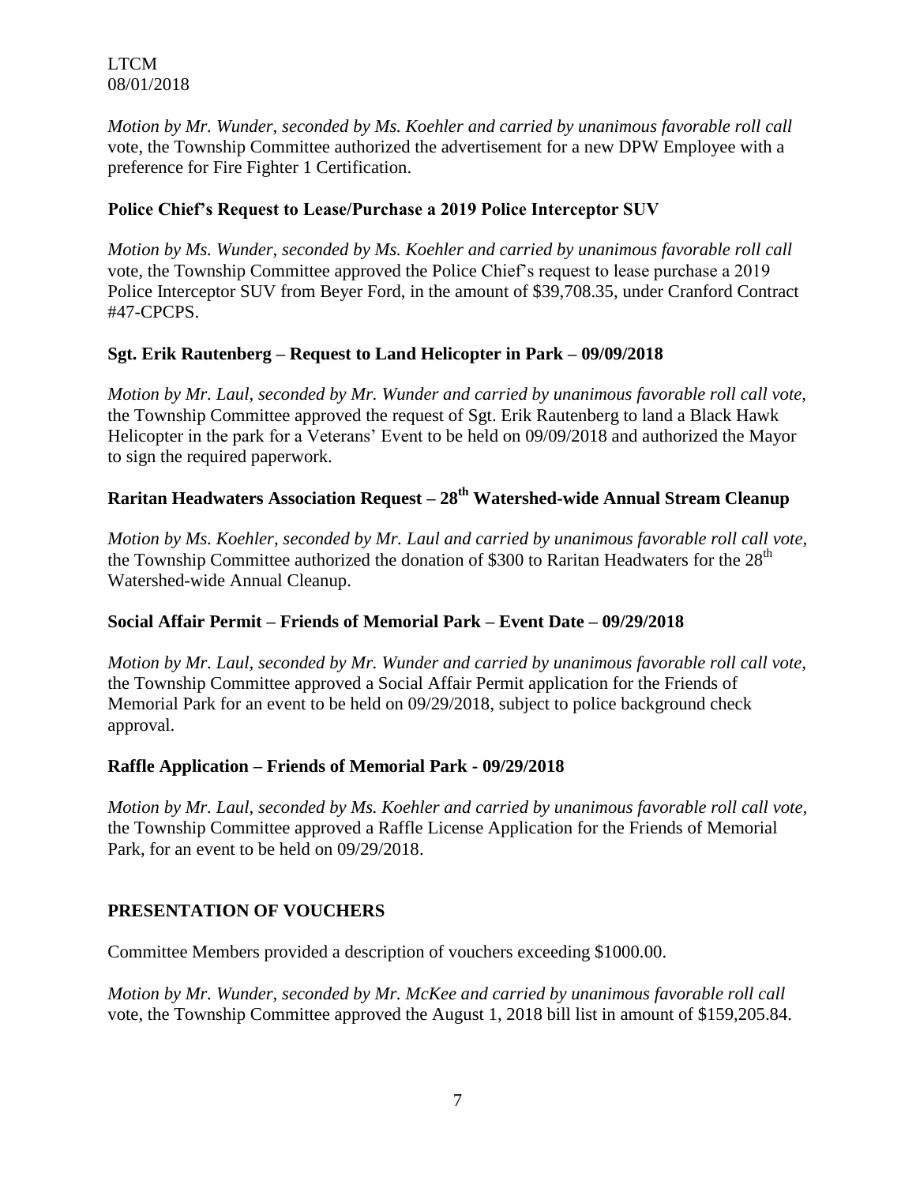*Motion by Mr. Wunder, seconded by Ms. Koehler and carried by unanimous favorable roll call* vote, the Township Committee authorized the advertisement for a new DPW Employee with a preference for Fire Fighter 1 Certification.

### Police Chief's Request to Lease/Purchase a 2019 Police Interceptor SUV

*Motion by Ms. Wunder, seconded by Ms. Koehler and carried by unanimous favorable roll call* vote, the Township Committee approved the Police Chief's request to lease purchase a 2019 Police Interceptor SUV from Beyer Ford, in the amount of $39,708.35, under Cranford Contract #47-CPCPS.

### Sgt. Erik Rautenberg – Request to Land Helicopter in Park – 09/09/2018

*Motion by Mr. Laul, seconded by Mr. Wunder and carried by unanimous favorable roll call vote,* the Township Committee approved the request of Sgt. Erik Rautenberg to land a Black Hawk Helicopter in the park for a Veterans' Event to be held on 09/09/2018 and authorized the Mayor to sign the required paperwork.

### Raritan Headwaters Association Request – 28th Watershed-wide Annual Stream Cleanup

*Motion by Ms. Koehler, seconded by Mr. Laul and carried by unanimous favorable roll call vote,* the Township Committee authorized the donation of $300 to Raritan Headwaters for the 28th Watershed-wide Annual Cleanup.

### Social Affair Permit – Friends of Memorial Park – Event Date – 09/29/2018

*Motion by Mr. Laul, seconded by Mr. Wunder and carried by unanimous favorable roll call vote,* the Township Committee approved a Social Affair Permit application for the Friends of Memorial Park for an event to be held on 09/29/2018, subject to police background check approval.

### Raffle Application – Friends of Memorial Park - 09/29/2018

*Motion by Mr. Laul, seconded by Ms. Koehler and carried by unanimous favorable roll call vote,* the Township Committee approved a Raffle License Application for the Friends of Memorial Park, for an event to be held on 09/29/2018.

## PRESENTATION OF VOUCHERS

Committee Members provided a description of vouchers exceeding $1000.00.

*Motion by Mr. Wunder, seconded by Mr. McKee and carried by unanimous favorable roll call* vote, the Township Committee approved the August 1, 2018 bill list in amount of $159,205.84.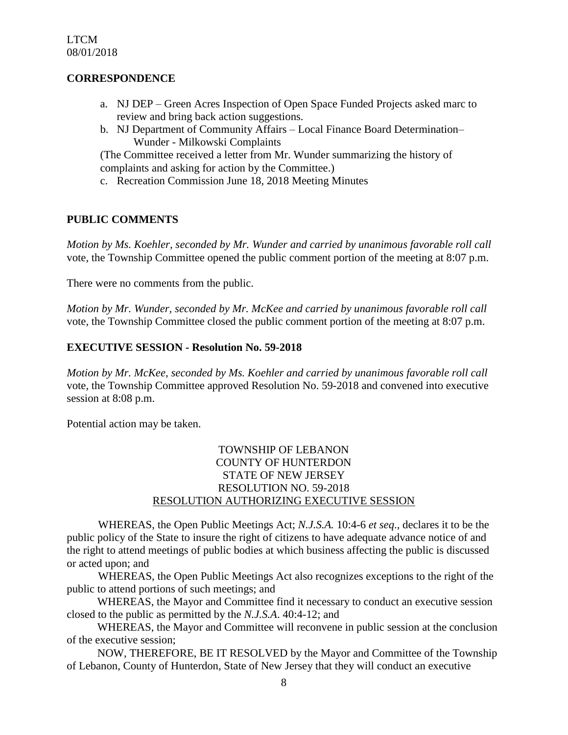## CORRESPONDENCE

a. NJ DEP – Green Acres Inspection of Open Space Funded Projects asked marc to review and bring back action suggestions.
b. NJ Department of Community Affairs – Local Finance Board Determination– Wunder - Milkowski Complaints

(The Committee received a letter from Mr. Wunder summarizing the history of complaints and asking for action by the Committee.)

c. Recreation Commission June 18, 2018 Meeting Minutes

## PUBLIC COMMENTS

*Motion by Ms. Koehler, seconded by Mr. Wunder and carried by unanimous favorable roll call* vote, the Township Committee opened the public comment portion of the meeting at 8:07 p.m.

There were no comments from the public.

*Motion by Mr. Wunder, seconded by Mr. McKee and carried by unanimous favorable roll call* vote, the Township Committee closed the public comment portion of the meeting at 8:07 p.m.

## EXECUTIVE SESSION - Resolution No. 59-2018

*Motion by Mr. McKee, seconded by Ms. Koehler and carried by unanimous favorable roll call* vote, the Township Committee approved Resolution No. 59-2018 and convened into executive session at 8:08 p.m.

Potential action may be taken.

TOWNSHIP OF LEBANON
COUNTY OF HUNTERDON
STATE OF NEW JERSEY
RESOLUTION NO. 59-2018
RESOLUTION AUTHORIZING EXECUTIVE SESSION

WHEREAS, the Open Public Meetings Act; *N.J.S.A.* 10:4-6 *et seq*., declares it to be the public policy of the State to insure the right of citizens to have adequate advance notice of and the right to attend meetings of public bodies at which business affecting the public is discussed or acted upon; and

WHEREAS, the Open Public Meetings Act also recognizes exceptions to the right of the public to attend portions of such meetings; and

WHEREAS, the Mayor and Committee find it necessary to conduct an executive session closed to the public as permitted by the *N.J.S.A*. 40:4-12; and

WHEREAS, the Mayor and Committee will reconvene in public session at the conclusion of the executive session;

NOW, THEREFORE, BE IT RESOLVED by the Mayor and Committee of the Township of Lebanon, County of Hunterdon, State of New Jersey that they will conduct an executive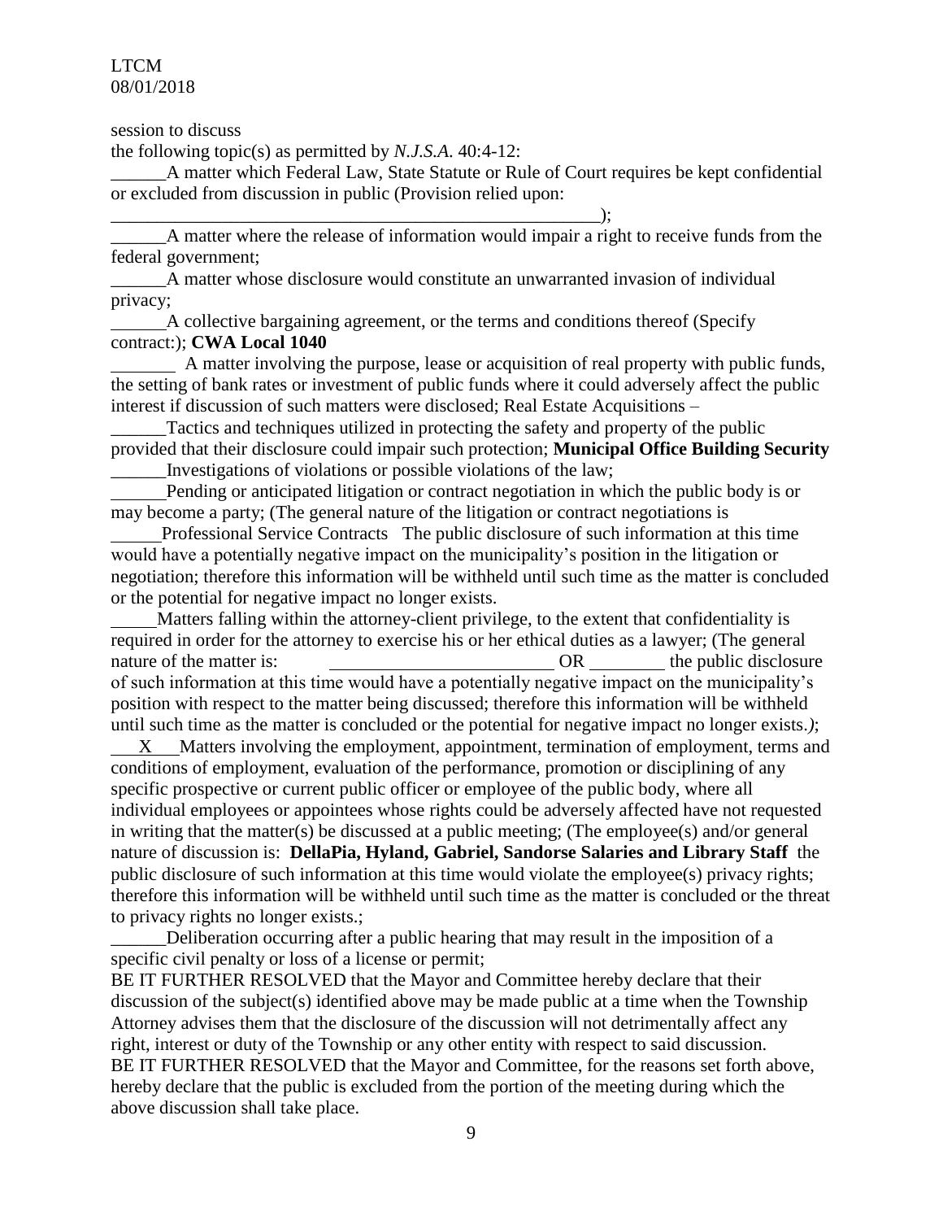session to discuss
the following topic(s) as permitted by *N.J.S.A.* 40:4-12:

______A matter which Federal Law, State Statute or Rule of Court requires be kept confidential or excluded from discussion in public (Provision relied upon:
________________________________________________________);

______A matter where the release of information would impair a right to receive funds from the federal government;

______A matter whose disclosure would constitute an unwarranted invasion of individual privacy;

______A collective bargaining agreement, or the terms and conditions thereof (Specify contract:); **CWA Local 1040**

_______ A matter involving the purpose, lease or acquisition of real property with public funds, the setting of bank rates or investment of public funds where it could adversely affect the public interest if discussion of such matters were disclosed; Real Estate Acquisitions –

______Tactics and techniques utilized in protecting the safety and property of the public provided that their disclosure could impair such protection; **Municipal Office Building Security**

______Investigations of violations or possible violations of the law;

______Pending or anticipated litigation or contract negotiation in which the public body is or may become a party; (The general nature of the litigation or contract negotiations is

______Professional Service Contracts The public disclosure of such information at this time would have a potentially negative impact on the municipality's position in the litigation or negotiation; therefore this information will be withheld until such time as the matter is concluded or the potential for negative impact no longer exists.

_____Matters falling within the attorney-client privilege, to the extent that confidentiality is required in order for the attorney to exercise his or her ethical duties as a lawyer; (The general nature of the matter is: ________________________ OR ________ the public disclosure of such information at this time would have a potentially negative impact on the municipality's position with respect to the matter being discussed; therefore this information will be withheld until such time as the matter is concluded or the potential for negative impact no longer exists.*)*;

___X___Matters involving the employment, appointment, termination of employment, terms and conditions of employment, evaluation of the performance, promotion or disciplining of any specific prospective or current public officer or employee of the public body, where all individual employees or appointees whose rights could be adversely affected have not requested in writing that the matter(s) be discussed at a public meeting; (The employee(s) and/or general nature of discussion is: **DellaPia, Hyland, Gabriel, Sandorse Salaries and Library Staff** the public disclosure of such information at this time would violate the employee(s) privacy rights; therefore this information will be withheld until such time as the matter is concluded or the threat to privacy rights no longer exists.;

______Deliberation occurring after a public hearing that may result in the imposition of a specific civil penalty or loss of a license or permit;

BE IT FURTHER RESOLVED that the Mayor and Committee hereby declare that their discussion of the subject(s) identified above may be made public at a time when the Township Attorney advises them that the disclosure of the discussion will not detrimentally affect any right, interest or duty of the Township or any other entity with respect to said discussion.

BE IT FURTHER RESOLVED that the Mayor and Committee, for the reasons set forth above, hereby declare that the public is excluded from the portion of the meeting during which the above discussion shall take place.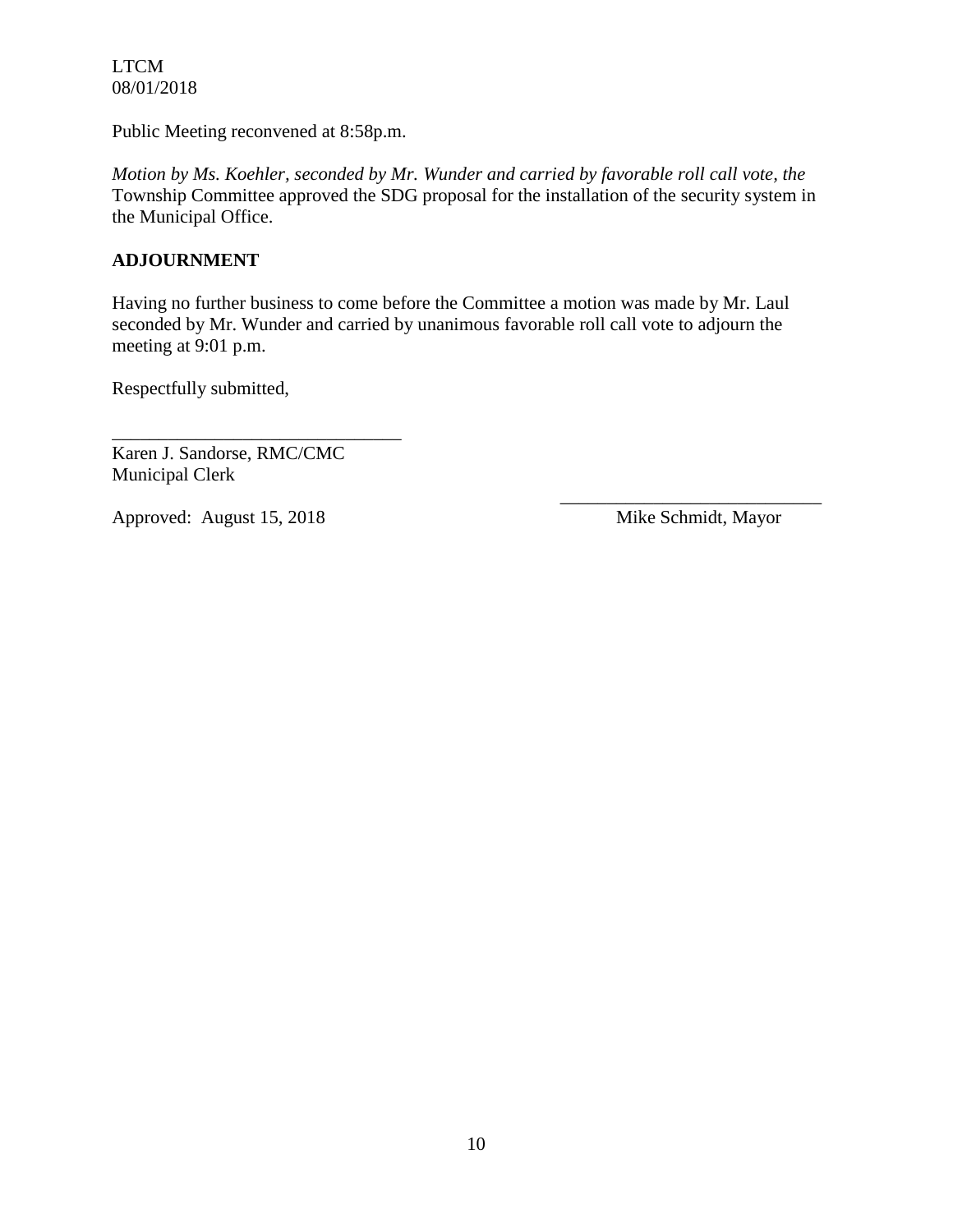Public Meeting reconvened at 8:58p.m.

*Motion by Ms. Koehler, seconded by Mr. Wunder and carried by favorable roll call vote, the* Township Committee approved the SDG proposal for the installation of the security system in the Municipal Office.

**ADJOURNMENT**

Having no further business to come before the Committee a motion was made by Mr. Laul seconded by Mr. Wunder and carried by unanimous favorable roll call vote to adjourn the meeting at 9:01 p.m.

Respectfully submitted,

\_\_\_\_\_\_\_\_\_\_\_\_\_\_\_\_\_\_\_\_\_\_\_\_\_\_\_\_\_\_\_

Karen J. Sandorse, RMC/CMC
Municipal Clerk

\_\_\_\_\_\_\_\_\_\_\_\_\_\_\_\_\_\_\_\_\_\_\_\_\_\_\_\_

Approved: August 15, 2018

Mike Schmidt, Mayor